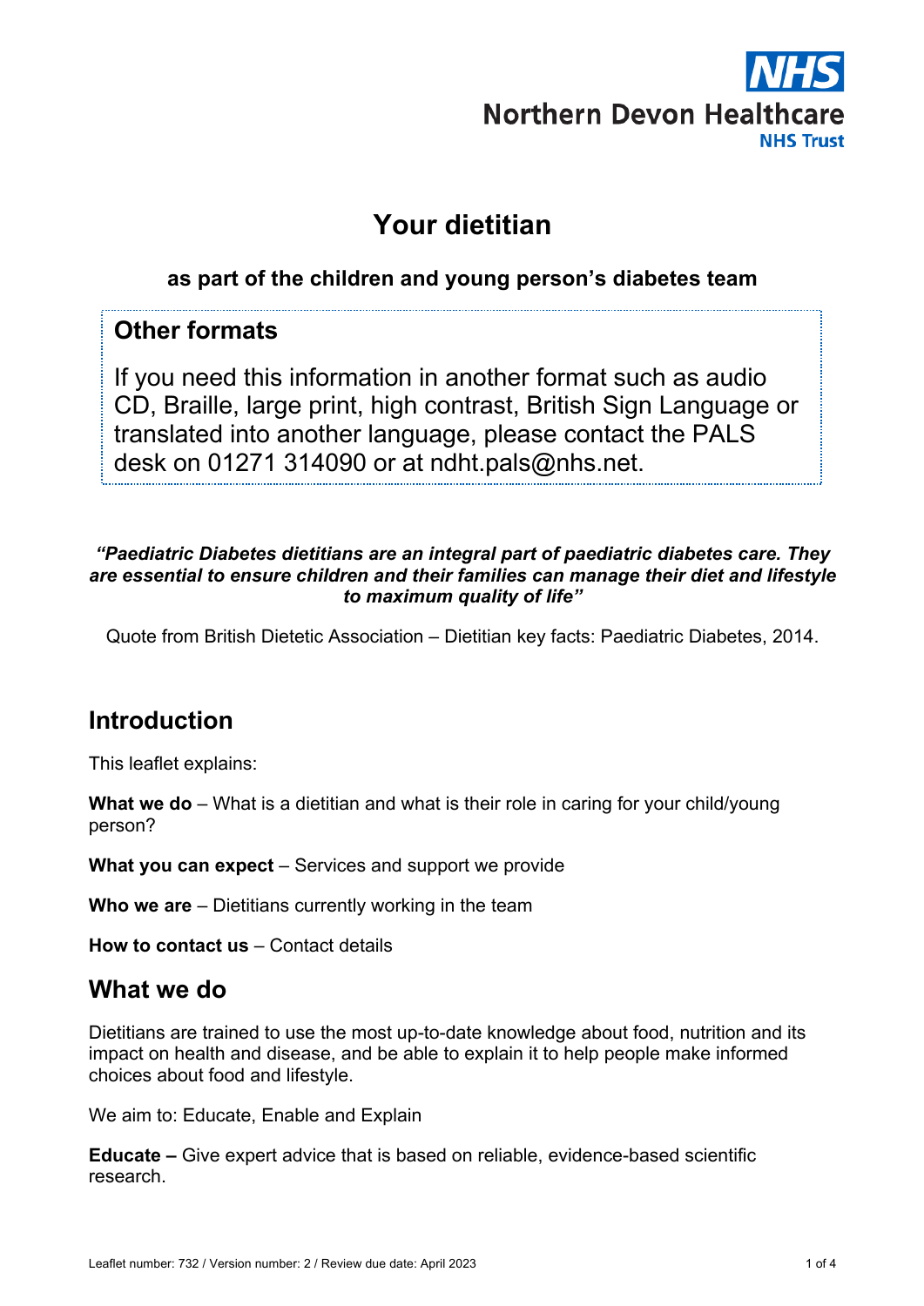Northern Devon Healthcare NHS Trust

# Your dietitian

**as part of the children and young person's diabetes team**

## Other formats

If you need this information in another format such as audio CD, Braille, large print, high contrast, British Sign Language or translated into another language, please contact the PALS desk on 01271 314090 or at ndht.pals@nhs.net.

***"Paediatric Diabetes dietitians are an integral part of paediatric diabetes care. They are essential to ensure children and their families can manage their diet and lifestyle to maximum quality of life"***

Quote from British Dietetic Association – Dietitian key facts: Paediatric Diabetes, 2014.

## Introduction

This leaflet explains:

**What we do** – What is a dietitian and what is their role in caring for your child/young person?

**What you can expect** – Services and support we provide

**Who we are** – Dietitians currently working in the team

**How to contact us** – Contact details

## What we do

Dietitians are trained to use the most up-to-date knowledge about food, nutrition and its impact on health and disease, and be able to explain it to help people make informed choices about food and lifestyle.

We aim to: Educate, Enable and Explain

**Educate –** Give expert advice that is based on reliable, evidence-based scientific research.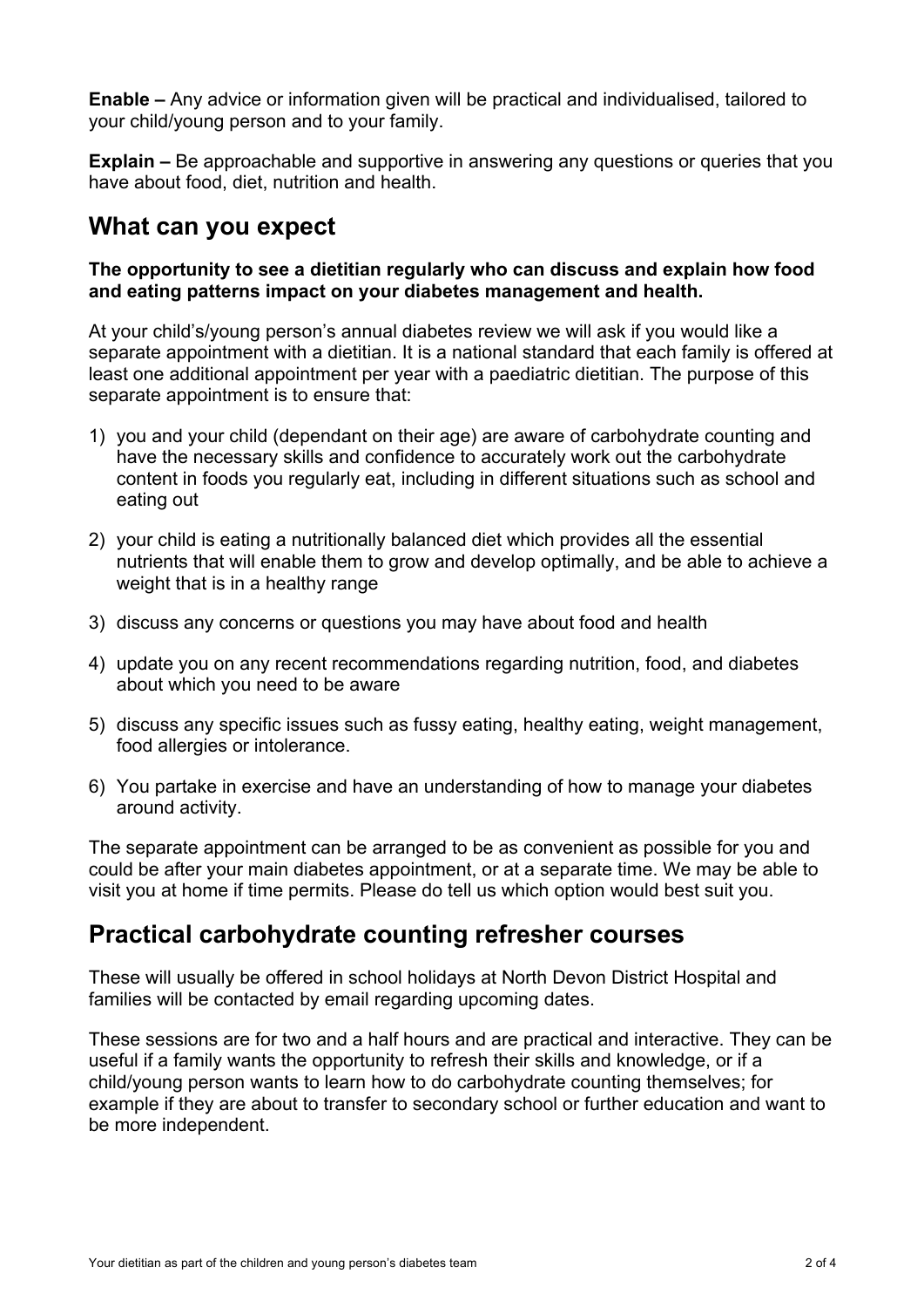**Enable –** Any advice or information given will be practical and individualised, tailored to your child/young person and to your family.

**Explain –** Be approachable and supportive in answering any questions or queries that you have about food, diet, nutrition and health.

## What can you expect

**The opportunity to see a dietitian regularly who can discuss and explain how food and eating patterns impact on your diabetes management and health.**

At your child's/young person's annual diabetes review we will ask if you would like a separate appointment with a dietitian. It is a national standard that each family is offered at least one additional appointment per year with a paediatric dietitian. The purpose of this separate appointment is to ensure that:

1) you and your child (dependant on their age) are aware of carbohydrate counting and have the necessary skills and confidence to accurately work out the carbohydrate content in foods you regularly eat, including in different situations such as school and eating out
2) your child is eating a nutritionally balanced diet which provides all the essential nutrients that will enable them to grow and develop optimally, and be able to achieve a weight that is in a healthy range
3) discuss any concerns or questions you may have about food and health
4) update you on any recent recommendations regarding nutrition, food, and diabetes about which you need to be aware
5) discuss any specific issues such as fussy eating, healthy eating, weight management, food allergies or intolerance.
6) You partake in exercise and have an understanding of how to manage your diabetes around activity.

The separate appointment can be arranged to be as convenient as possible for you and could be after your main diabetes appointment, or at a separate time. We may be able to visit you at home if time permits. Please do tell us which option would best suit you.

## Practical carbohydrate counting refresher courses

These will usually be offered in school holidays at North Devon District Hospital and families will be contacted by email regarding upcoming dates.

These sessions are for two and a half hours and are practical and interactive. They can be useful if a family wants the opportunity to refresh their skills and knowledge, or if a child/young person wants to learn how to do carbohydrate counting themselves; for example if they are about to transfer to secondary school or further education and want to be more independent.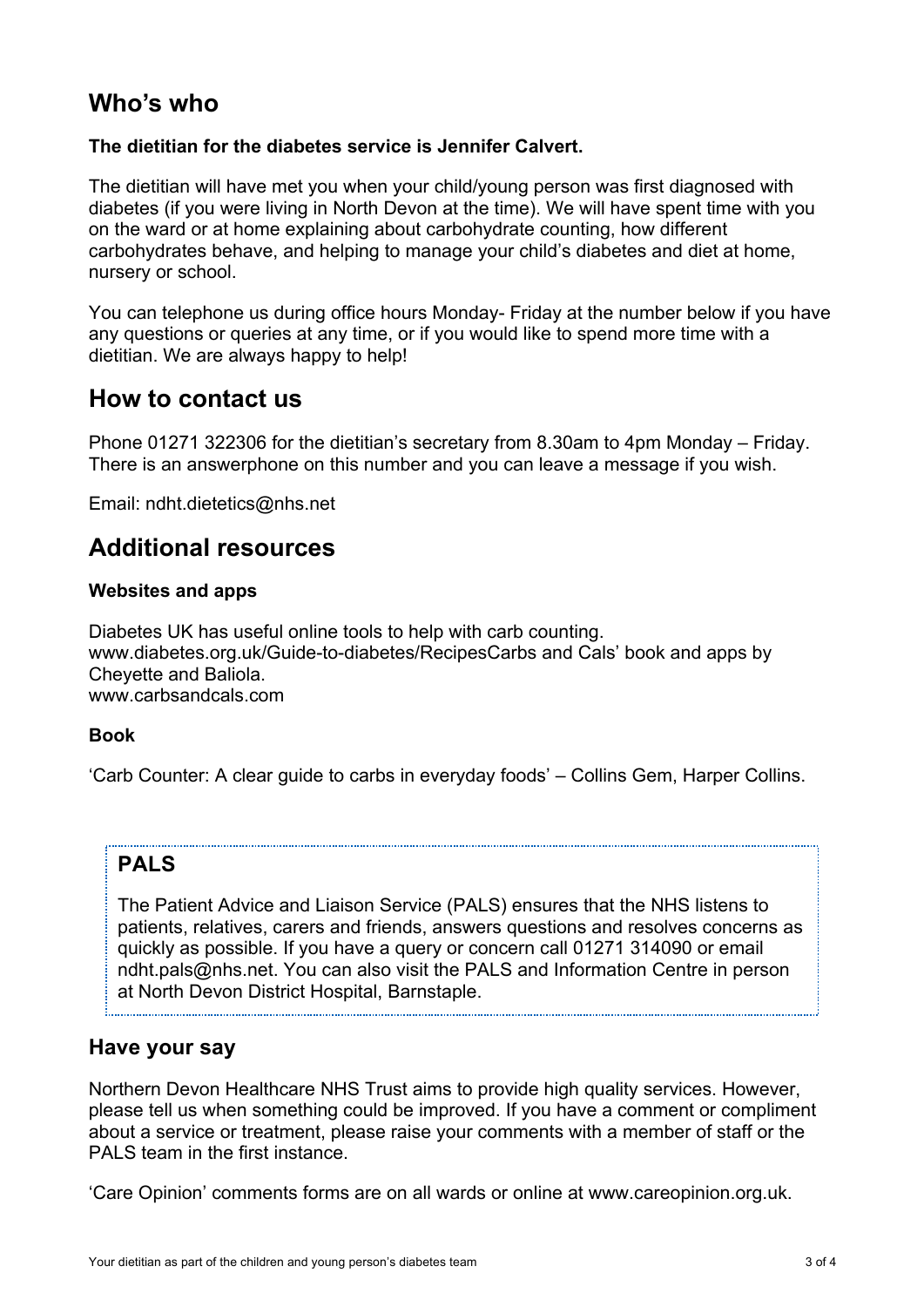## Who's who

**The dietitian for the diabetes service is Jennifer Calvert.**

The dietitian will have met you when your child/young person was first diagnosed with diabetes (if you were living in North Devon at the time). We will have spent time with you on the ward or at home explaining about carbohydrate counting, how different carbohydrates behave, and helping to manage your child's diabetes and diet at home, nursery or school.

You can telephone us during office hours Monday- Friday at the number below if you have any questions or queries at any time, or if you would like to spend more time with a dietitian. We are always happy to help!

## How to contact us

Phone 01271 322306 for the dietitian's secretary from 8.30am to 4pm Monday – Friday. There is an answerphone on this number and you can leave a message if you wish.

Email: ndht.dietetics@nhs.net

## Additional resources

**Websites and apps**

Diabetes UK has useful online tools to help with carb counting.
www.diabetes.org.uk/Guide-to-diabetes/RecipesCarbs and Cals' book and apps by Cheyette and Baliola.
www.carbsandcals.com

**Book**

'Carb Counter: A clear guide to carbs in everyday foods' – Collins Gem, Harper Collins.

## PALS

The Patient Advice and Liaison Service (PALS) ensures that the NHS listens to patients, relatives, carers and friends, answers questions and resolves concerns as quickly as possible. If you have a query or concern call 01271 314090 or email ndht.pals@nhs.net. You can also visit the PALS and Information Centre in person at North Devon District Hospital, Barnstaple.

### Have your say

Northern Devon Healthcare NHS Trust aims to provide high quality services. However, please tell us when something could be improved. If you have a comment or compliment about a service or treatment, please raise your comments with a member of staff or the PALS team in the first instance.

'Care Opinion' comments forms are on all wards or online at www.careopinion.org.uk.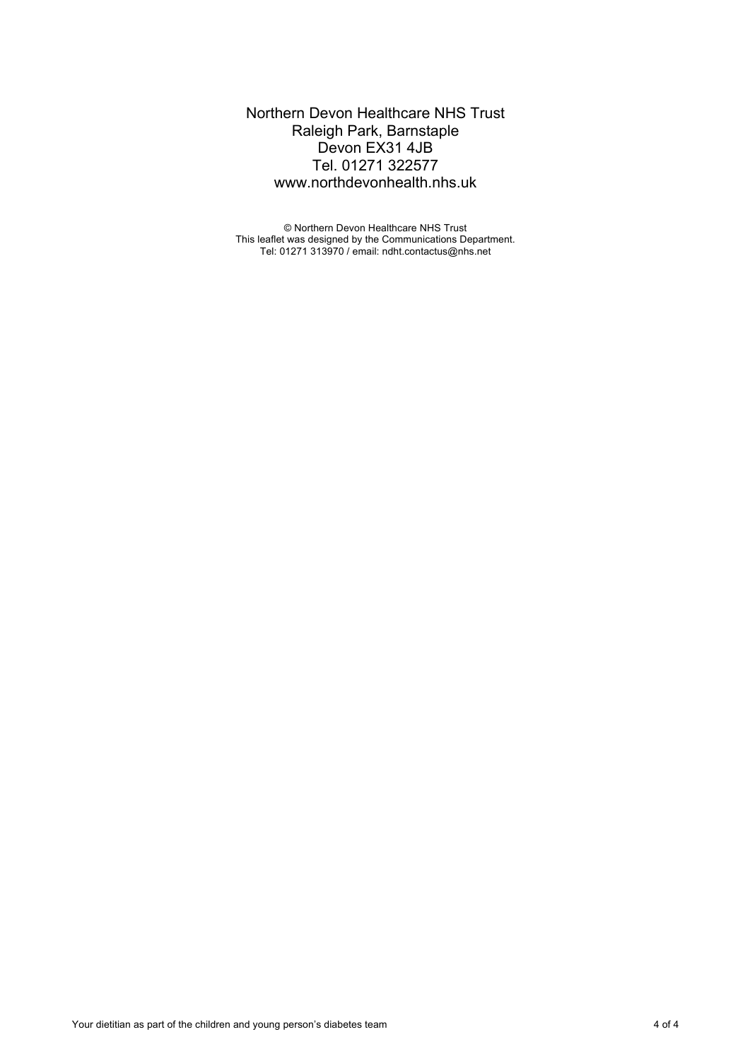Northern Devon Healthcare NHS Trust
Raleigh Park, Barnstaple
Devon EX31 4JB
Tel. 01271 322577
www.northdevonhealth.nhs.uk

© Northern Devon Healthcare NHS Trust
This leaflet was designed by the Communications Department.
Tel: 01271 313970 / email: ndht.contactus@nhs.net